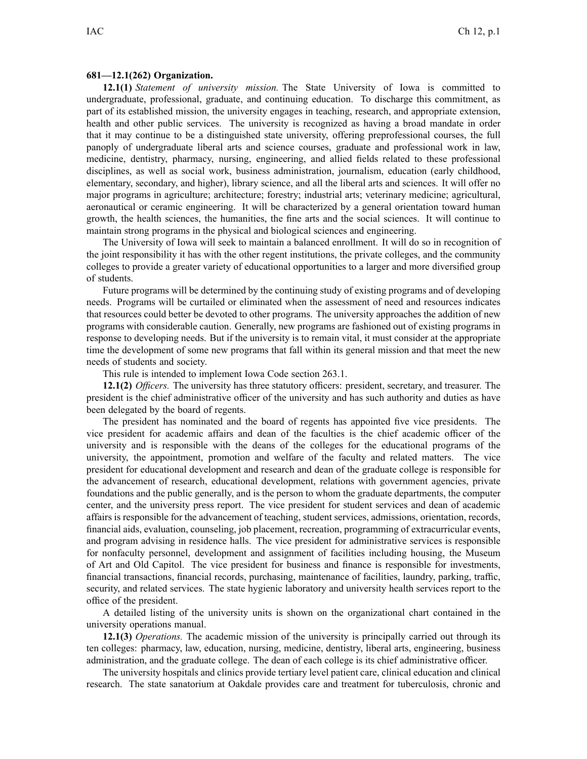**681—12.1(262) Organization.**

**12.1(1)** *Statement of university mission.* The State University of Iowa is committed to undergraduate, professional, graduate, and continuing education. To discharge this commitment, as part of its established mission, the university engages in teaching, research, and appropriate extension, health and other public services. The university is recognized as having a broad mandate in order that it may continue to be a distinguished state university, offering preprofessional courses, the full panoply of undergraduate liberal arts and science courses, graduate and professional work in law, medicine, dentistry, pharmacy, nursing, engineering, and allied fields related to these professional disciplines, as well as social work, business administration, journalism, education (early childhood, elementary, secondary, and higher), library science, and all the liberal arts and sciences. It will offer no major programs in agriculture; architecture; forestry; industrial arts; veterinary medicine; agricultural, aeronautical or ceramic engineering. It will be characterized by a general orientation toward human growth, the health sciences, the humanities, the fine arts and the social sciences. It will continue to maintain strong programs in the physical and biological sciences and engineering.

The University of Iowa will seek to maintain a balanced enrollment. It will do so in recognition of the joint responsibility it has with the other regent institutions, the private colleges, and the community colleges to provide a greater variety of educational opportunities to a larger and more diversified group of students.

Future programs will be determined by the continuing study of existing programs and of developing needs. Programs will be curtailed or eliminated when the assessment of need and resources indicates that resources could better be devoted to other programs. The university approaches the addition of new programs with considerable caution. Generally, new programs are fashioned out of existing programs in response to developing needs. But if the university is to remain vital, it must consider at the appropriate time the development of some new programs that fall within its general mission and that meet the new needs of students and society.

This rule is intended to implement Iowa Code section 263.1.

**12.1(2)** *Officers.* The university has three statutory officers: president, secretary, and treasurer. The president is the chief administrative officer of the university and has such authority and duties as have been delegated by the board of regents.

The president has nominated and the board of regents has appointed five vice presidents. The vice president for academic affairs and dean of the faculties is the chief academic officer of the university and is responsible with the deans of the colleges for the educational programs of the university, the appointment, promotion and welfare of the faculty and related matters. The vice president for educational development and research and dean of the graduate college is responsible for the advancement of research, educational development, relations with government agencies, private foundations and the public generally, and is the person to whom the graduate departments, the computer center, and the university press report. The vice president for student services and dean of academic affairs is responsible for the advancement of teaching, student services, admissions, orientation, records, financial aids, evaluation, counseling, job placement, recreation, programming of extracurricular events, and program advising in residence halls. The vice president for administrative services is responsible for nonfaculty personnel, development and assignment of facilities including housing, the Museum of Art and Old Capitol. The vice president for business and finance is responsible for investments, financial transactions, financial records, purchasing, maintenance of facilities, laundry, parking, traffic, security, and related services. The state hygienic laboratory and university health services report to the office of the president.

A detailed listing of the university units is shown on the organizational chart contained in the university operations manual.

**12.1(3)** *Operations.* The academic mission of the university is principally carried out through its ten colleges: pharmacy, law, education, nursing, medicine, dentistry, liberal arts, engineering, business administration, and the graduate college. The dean of each college is its chief administrative officer.

The university hospitals and clinics provide tertiary level patient care, clinical education and clinical research. The state sanatorium at Oakdale provides care and treatment for tuberculosis, chronic and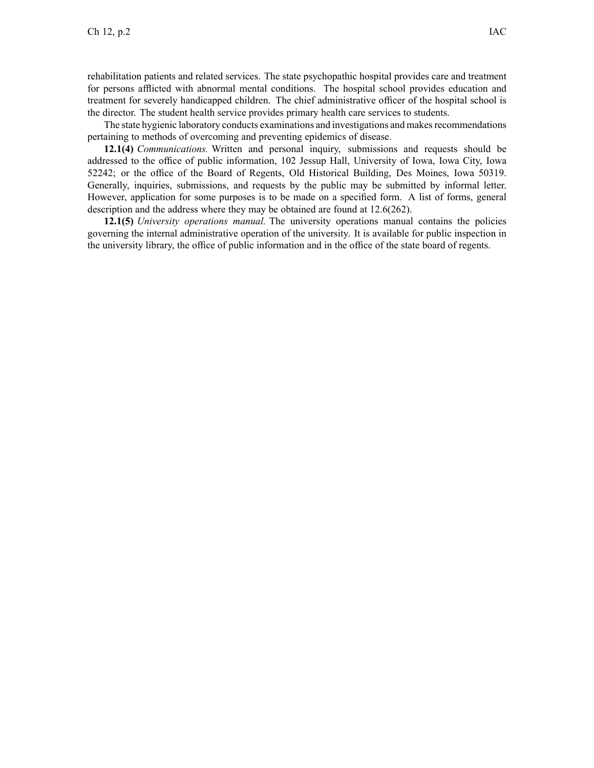rehabilitation patients and related services. The state psychopathic hospital provides care and treatment for persons afflicted with abnormal mental conditions. The hospital school provides education and treatment for severely handicapped children. The chief administrative officer of the hospital school is the director. The student health service provides primary health care services to students.

The state hygienic laboratory conducts examinations and investigations and makes recommendations pertaining to methods of overcoming and preventing epidemics of disease.

**12.1(4)** *Communications.* Written and personal inquiry, submissions and requests should be addressed to the office of public information, 102 Jessup Hall, University of Iowa, Iowa City, Iowa 52242; or the office of the Board of Regents, Old Historical Building, Des Moines, Iowa 50319. Generally, inquiries, submissions, and requests by the public may be submitted by informal letter. However, application for some purposes is to be made on a specified form. A list of forms, general description and the address where they may be obtained are found at 12.6(262).

**12.1(5)** *University operations manual.* The university operations manual contains the policies governing the internal administrative operation of the university. It is available for public inspection in the university library, the office of public information and in the office of the state board of regents.